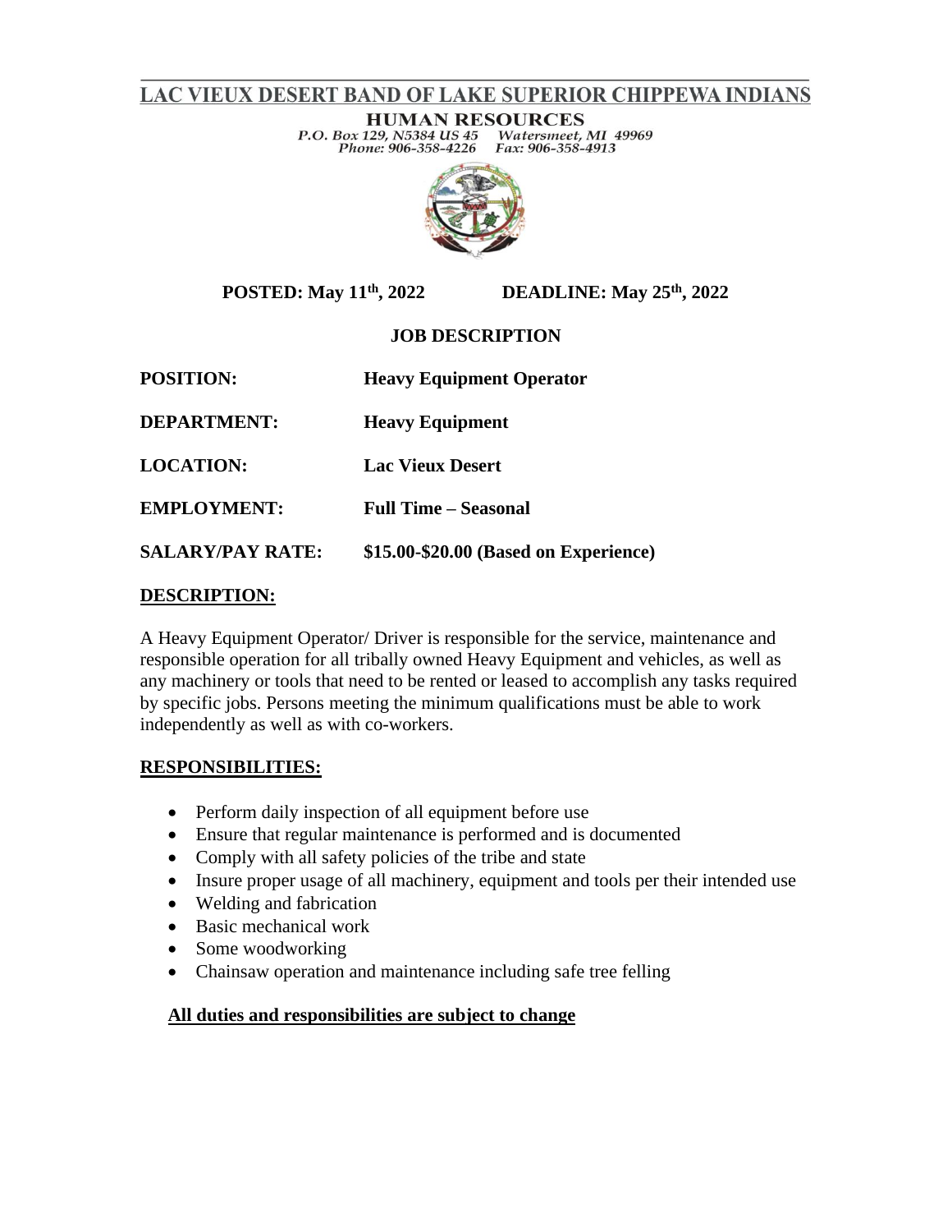# LAC VIEUX DESERT BAND OF LAKE SUPERIOR CHIPPEWA INDIANS

## HUMAN RESOURCES

P.O. Box 129, N5384 US 45 Watersmeet, MI 49969
Phone: 906-358-4226 Fax: 906-358-4913

**POSTED: May 11th, 2022** **DEADLINE: May 25th, 2022**

**JOB DESCRIPTION**

**POSITION:** **Heavy Equipment Operator**

**DEPARTMENT:** **Heavy Equipment**

**LOCATION:** **Lac Vieux Desert**

**EMPLOYMENT:** **Full Time – Seasonal**

**SALARY/PAY RATE:** **$15.00-$20.00 (Based on Experience)**

**DESCRIPTION:**

A Heavy Equipment Operator/ Driver is responsible for the service, maintenance and responsible operation for all tribally owned Heavy Equipment and vehicles, as well as any machinery or tools that need to be rented or leased to accomplish any tasks required by specific jobs. Persons meeting the minimum qualifications must be able to work independently as well as with co-workers.

**RESPONSIBILITIES:**

- Perform daily inspection of all equipment before use
- Ensure that regular maintenance is performed and is documented
- Comply with all safety policies of the tribe and state
- Insure proper usage of all machinery, equipment and tools per their intended use
- Welding and fabrication
- Basic mechanical work
- Some woodworking
- Chainsaw operation and maintenance including safe tree felling

**All duties and responsibilities are subject to change**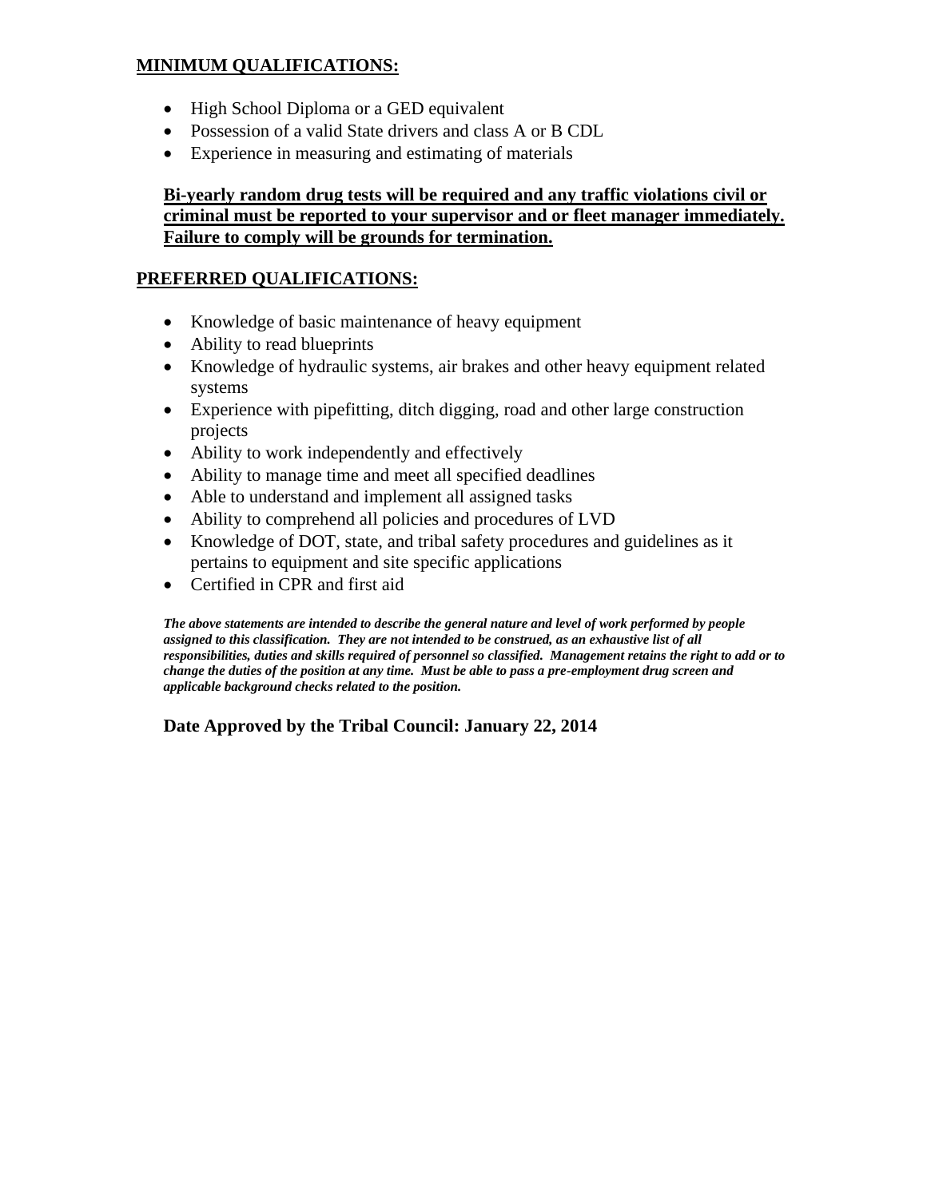**MINIMUM QUALIFICATIONS:**

- High School Diploma or a GED equivalent
- Possession of a valid State drivers and class A or B CDL
- Experience in measuring and estimating of materials

**Bi-yearly random drug tests will be required and any traffic violations civil or criminal must be reported to your supervisor and or fleet manager immediately. Failure to comply will be grounds for termination.**

**PREFERRED QUALIFICATIONS:**

- Knowledge of basic maintenance of heavy equipment
- Ability to read blueprints
- Knowledge of hydraulic systems, air brakes and other heavy equipment related systems
- Experience with pipefitting, ditch digging, road and other large construction projects
- Ability to work independently and effectively
- Ability to manage time and meet all specified deadlines
- Able to understand and implement all assigned tasks
- Ability to comprehend all policies and procedures of LVD
- Knowledge of DOT, state, and tribal safety procedures and guidelines as it pertains to equipment and site specific applications
- Certified in CPR and first aid

***The above statements are intended to describe the general nature and level of work performed by people assigned to this classification. They are not intended to be construed, as an exhaustive list of all responsibilities, duties and skills required of personnel so classified. Management retains the right to add or to change the duties of the position at any time. Must be able to pass a pre-employment drug screen and applicable background checks related to the position.***

**Date Approved by the Tribal Council: January 22, 2014**